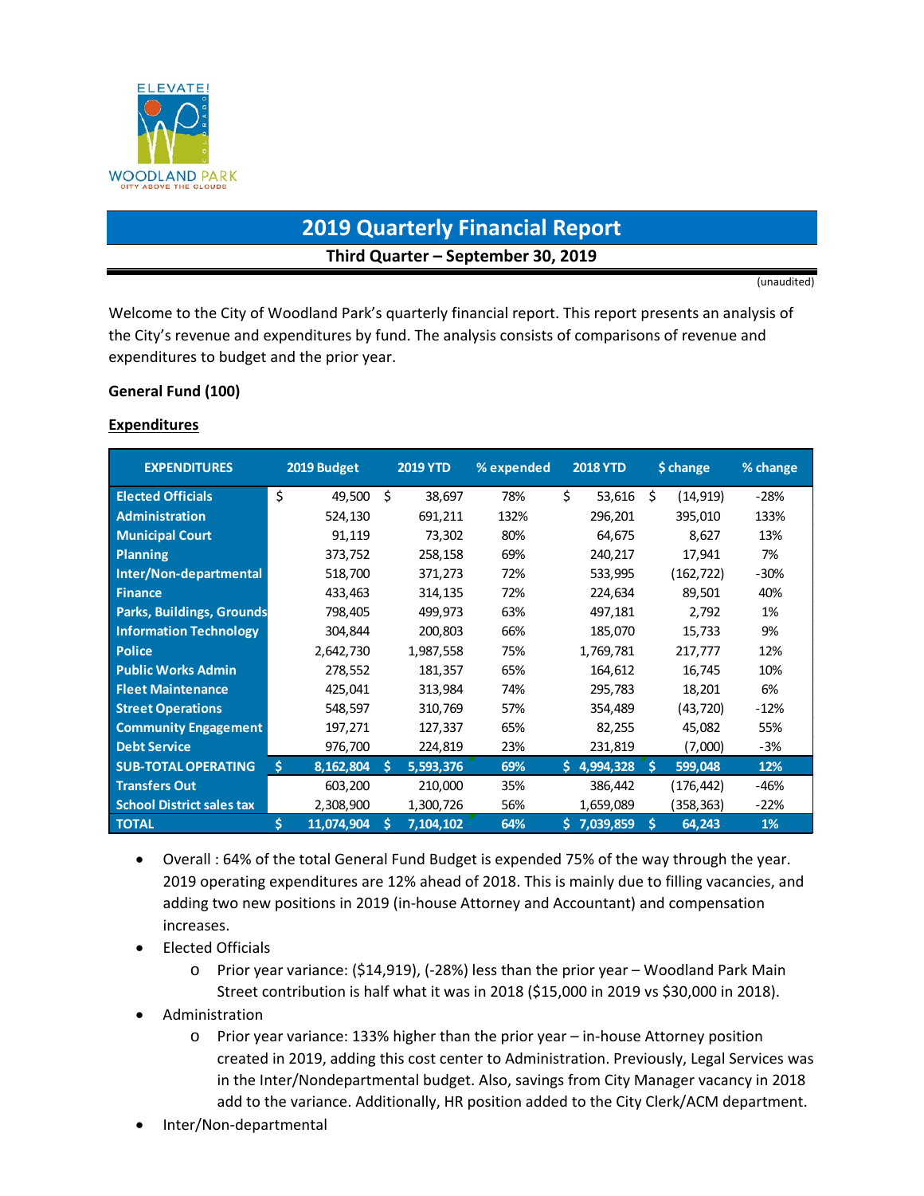# 2019 Quarterly Financial Report

**Third Quarter – September 30, 2019**

(unaudited)

Welcome to the City of Woodland Park's quarterly financial report. This report presents an analysis of the City's revenue and expenditures by fund. The analysis consists of comparisons of revenue and expenditures to budget and the prior year.

**General Fund (100)**

**Expenditures**

| EXPENDITURES | 2019 Budget | 2019 YTD | % expended | 2018 YTD | $ change | % change |
|---|---|---|---|---|---|---|
| Elected Officials | $ 49,500 | $ 38,697 | 78% | $ 53,616 | $ (14,919) | -28% |
| Administration | 524,130 | 691,211 | 132% | 296,201 | 395,010 | 133% |
| Municipal Court | 91,119 | 73,302 | 80% | 64,675 | 8,627 | 13% |
| Planning | 373,752 | 258,158 | 69% | 240,217 | 17,941 | 7% |
| Inter/Non-departmental | 518,700 | 371,273 | 72% | 533,995 | (162,722) | -30% |
| Finance | 433,463 | 314,135 | 72% | 224,634 | 89,501 | 40% |
| Parks, Buildings, Grounds | 798,405 | 499,973 | 63% | 497,181 | 2,792 | 1% |
| Information Technology | 304,844 | 200,803 | 66% | 185,070 | 15,733 | 9% |
| Police | 2,642,730 | 1,987,558 | 75% | 1,769,781 | 217,777 | 12% |
| Public Works Admin | 278,552 | 181,357 | 65% | 164,612 | 16,745 | 10% |
| Fleet Maintenance | 425,041 | 313,984 | 74% | 295,783 | 18,201 | 6% |
| Street Operations | 548,597 | 310,769 | 57% | 354,489 | (43,720) | -12% |
| Community Engagement | 197,271 | 127,337 | 65% | 82,255 | 45,082 | 55% |
| Debt Service | 976,700 | 224,819 | 23% | 231,819 | (7,000) | -3% |
| **SUB-TOTAL OPERATING** | **$ 8,162,804** | **$ 5,593,376** | **69%** | **$ 4,994,328** | **$ 599,048** | **12%** |
| Transfers Out | 603,200 | 210,000 | 35% | 386,442 | (176,442) | -46% |
| School District sales tax | 2,308,900 | 1,300,726 | 56% | 1,659,089 | (358,363) | -22% |
| **TOTAL** | **$ 11,074,904** | **$ 7,104,102** | **64%** | **$ 7,039,859** | **$ 64,243** | **1%** |

- Overall : 64% of the total General Fund Budget is expended 75% of the way through the year. 2019 operating expenditures are 12% ahead of 2018. This is mainly due to filling vacancies, and adding two new positions in 2019 (in-house Attorney and Accountant) and compensation increases.
- Elected Officials
  - Prior year variance: ($14,919), (-28%) less than the prior year – Woodland Park Main Street contribution is half what it was in 2018 ($15,000 in 2019 vs $30,000 in 2018).
- Administration
  - Prior year variance: 133% higher than the prior year – in-house Attorney position created in 2019, adding this cost center to Administration. Previously, Legal Services was in the Inter/Nondepartmental budget. Also, savings from City Manager vacancy in 2018 add to the variance. Additionally, HR position added to the City Clerk/ACM department.
- Inter/Non-departmental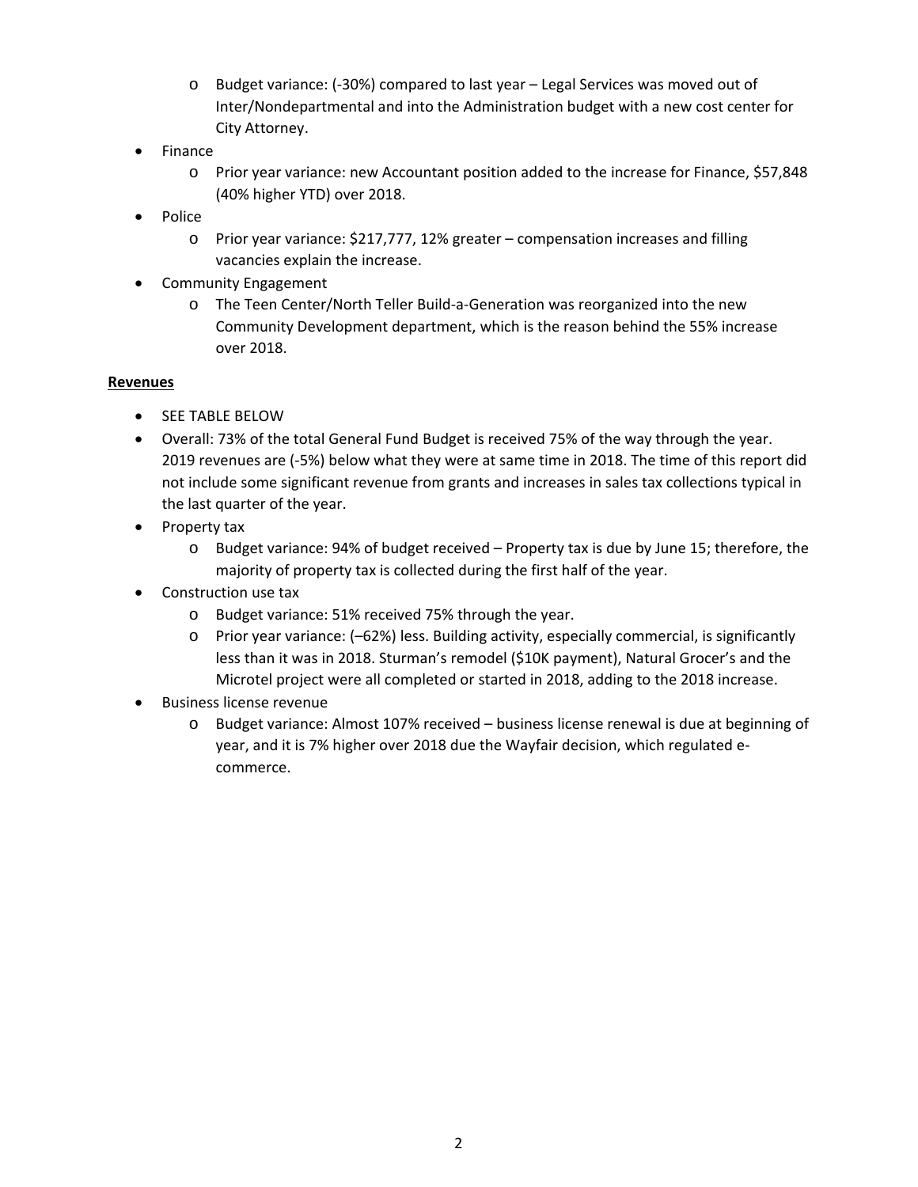- Budget variance: (-30%) compared to last year – Legal Services was moved out of Inter/Nondepartmental and into the Administration budget with a new cost center for City Attorney.
- Finance
    - Prior year variance: new Accountant position added to the increase for Finance, $57,848 (40% higher YTD) over 2018.
- Police
    - Prior year variance: $217,777, 12% greater – compensation increases and filling vacancies explain the increase.
- Community Engagement
    - The Teen Center/North Teller Build-a-Generation was reorganized into the new Community Development department, which is the reason behind the 55% increase over 2018.

**Revenues**

- SEE TABLE BELOW
- Overall: 73% of the total General Fund Budget is received 75% of the way through the year. 2019 revenues are (-5%) below what they were at same time in 2018. The time of this report did not include some significant revenue from grants and increases in sales tax collections typical in the last quarter of the year.
- Property tax
    - Budget variance: 94% of budget received – Property tax is due by June 15; therefore, the majority of property tax is collected during the first half of the year.
- Construction use tax
    - Budget variance: 51% received 75% through the year.
    - Prior year variance: (–62%) less. Building activity, especially commercial, is significantly less than it was in 2018. Sturman's remodel ($10K payment), Natural Grocer's and the Microtel project were all completed or started in 2018, adding to the 2018 increase.
- Business license revenue
    - Budget variance: Almost 107% received – business license renewal is due at beginning of year, and it is 7% higher over 2018 due the Wayfair decision, which regulated e-commerce.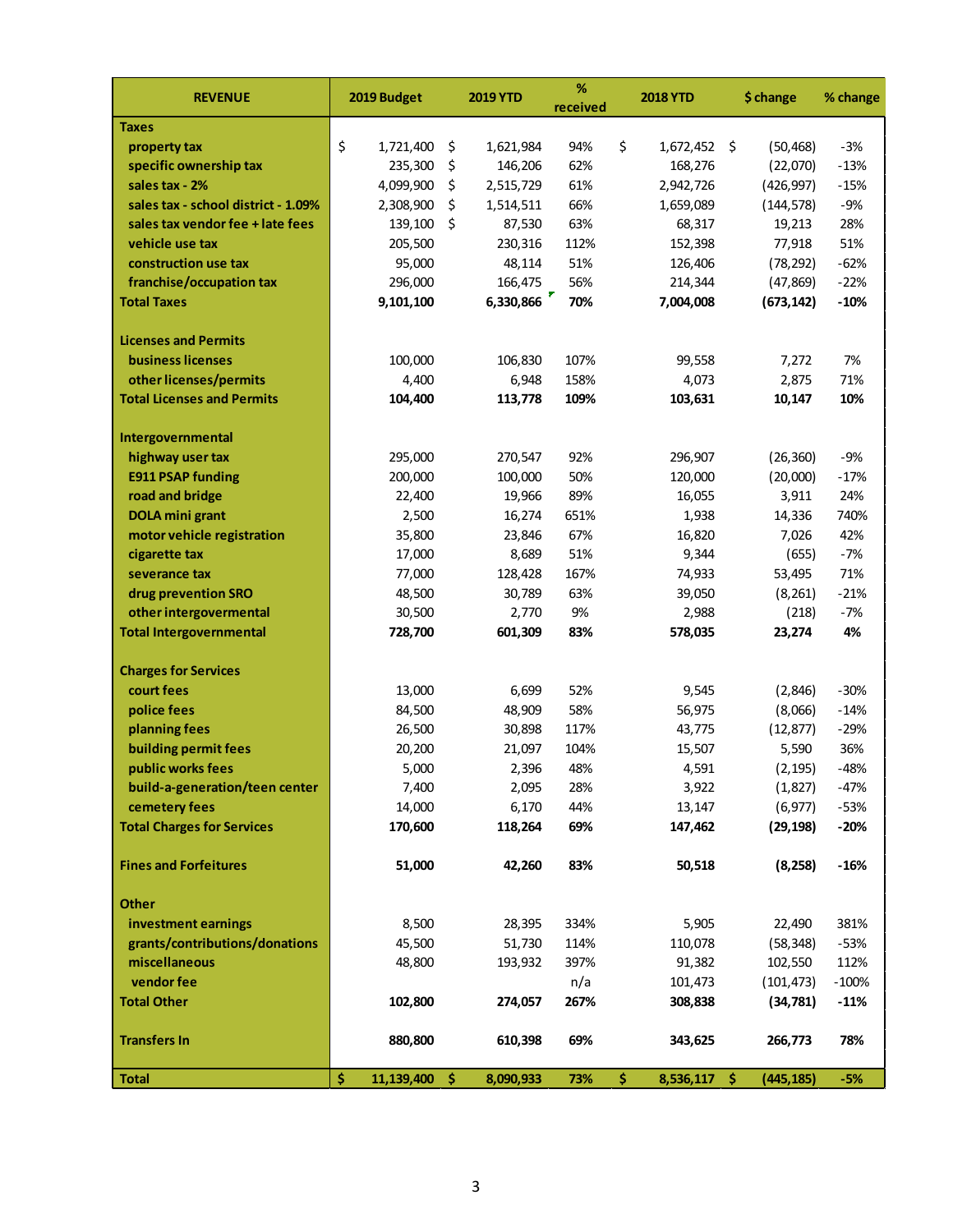| REVENUE | 2019 Budget | 2019 YTD | % received | 2018 YTD | $ change | % change |
|---|---|---|---|---|---|---|
| **Taxes** | | | | | | |
| property tax | $ 1,721,400 | $ 1,621,984 | 94% | $ 1,672,452 | $ (50,468) | -3% |
| specific ownership tax | 235,300 | $ 146,206 | 62% | 168,276 | (22,070) | -13% |
| sales tax - 2% | 4,099,900 | $ 2,515,729 | 61% | 2,942,726 | (426,997) | -15% |
| sales tax - school district - 1.09% | 2,308,900 | $ 1,514,511 | 66% | 1,659,089 | (144,578) | -9% |
| sales tax vendor fee + late fees | 139,100 | $ 87,530 | 63% | 68,317 | 19,213 | 28% |
| vehicle use tax | 205,500 | 230,316 | 112% | 152,398 | 77,918 | 51% |
| construction use tax | 95,000 | 48,114 | 51% | 126,406 | (78,292) | -62% |
| franchise/occupation tax | 296,000 | 166,475 | 56% | 214,344 | (47,869) | -22% |
| **Total Taxes** | **9,101,100** | **6,330,866** | **70%** | **7,004,008** | **(673,142)** | **-10%** |
| | | | | | | |
| **Licenses and Permits** | | | | | | |
| business licenses | 100,000 | 106,830 | 107% | 99,558 | 7,272 | 7% |
| other licenses/permits | 4,400 | 6,948 | 158% | 4,073 | 2,875 | 71% |
| **Total Licenses and Permits** | **104,400** | **113,778** | **109%** | **103,631** | **10,147** | **10%** |
| | | | | | | |
| **Intergovernmental** | | | | | | |
| highway user tax | 295,000 | 270,547 | 92% | 296,907 | (26,360) | -9% |
| E911 PSAP funding | 200,000 | 100,000 | 50% | 120,000 | (20,000) | -17% |
| road and bridge | 22,400 | 19,966 | 89% | 16,055 | 3,911 | 24% |
| DOLA mini grant | 2,500 | 16,274 | 651% | 1,938 | 14,336 | 740% |
| motor vehicle registration | 35,800 | 23,846 | 67% | 16,820 | 7,026 | 42% |
| cigarette tax | 17,000 | 8,689 | 51% | 9,344 | (655) | -7% |
| severance tax | 77,000 | 128,428 | 167% | 74,933 | 53,495 | 71% |
| drug prevention SRO | 48,500 | 30,789 | 63% | 39,050 | (8,261) | -21% |
| other intergovermental | 30,500 | 2,770 | 9% | 2,988 | (218) | -7% |
| **Total Intergovernmental** | **728,700** | **601,309** | **83%** | **578,035** | **23,274** | **4%** |
| | | | | | | |
| **Charges for Services** | | | | | | |
| court fees | 13,000 | 6,699 | 52% | 9,545 | (2,846) | -30% |
| police fees | 84,500 | 48,909 | 58% | 56,975 | (8,066) | -14% |
| planning fees | 26,500 | 30,898 | 117% | 43,775 | (12,877) | -29% |
| building permit fees | 20,200 | 21,097 | 104% | 15,507 | 5,590 | 36% |
| public works fees | 5,000 | 2,396 | 48% | 4,591 | (2,195) | -48% |
| build-a-generation/teen center | 7,400 | 2,095 | 28% | 3,922 | (1,827) | -47% |
| cemetery fees | 14,000 | 6,170 | 44% | 13,147 | (6,977) | -53% |
| **Total Charges for Services** | **170,600** | **118,264** | **69%** | **147,462** | **(29,198)** | **-20%** |
| | | | | | | |
| **Fines and Forfeitures** | **51,000** | **42,260** | **83%** | **50,518** | **(8,258)** | **-16%** |
| | | | | | | |
| **Other** | | | | | | |
| investment earnings | 8,500 | 28,395 | 334% | 5,905 | 22,490 | 381% |
| grants/contributions/donations | 45,500 | 51,730 | 114% | 110,078 | (58,348) | -53% |
| miscellaneous | 48,800 | 193,932 | 397% | 91,382 | 102,550 | 112% |
| vendor fee | | | n/a | 101,473 | (101,473) | -100% |
| **Total Other** | **102,800** | **274,057** | **267%** | **308,838** | **(34,781)** | **-11%** |
| | | | | | | |
| **Transfers In** | **880,800** | **610,398** | **69%** | **343,625** | **266,773** | **78%** |
| | | | | | | |
| **Total** | **$ 11,139,400** | **$ 8,090,933** | **73%** | **$ 8,536,117** | **$ (445,185)** | **-5%** |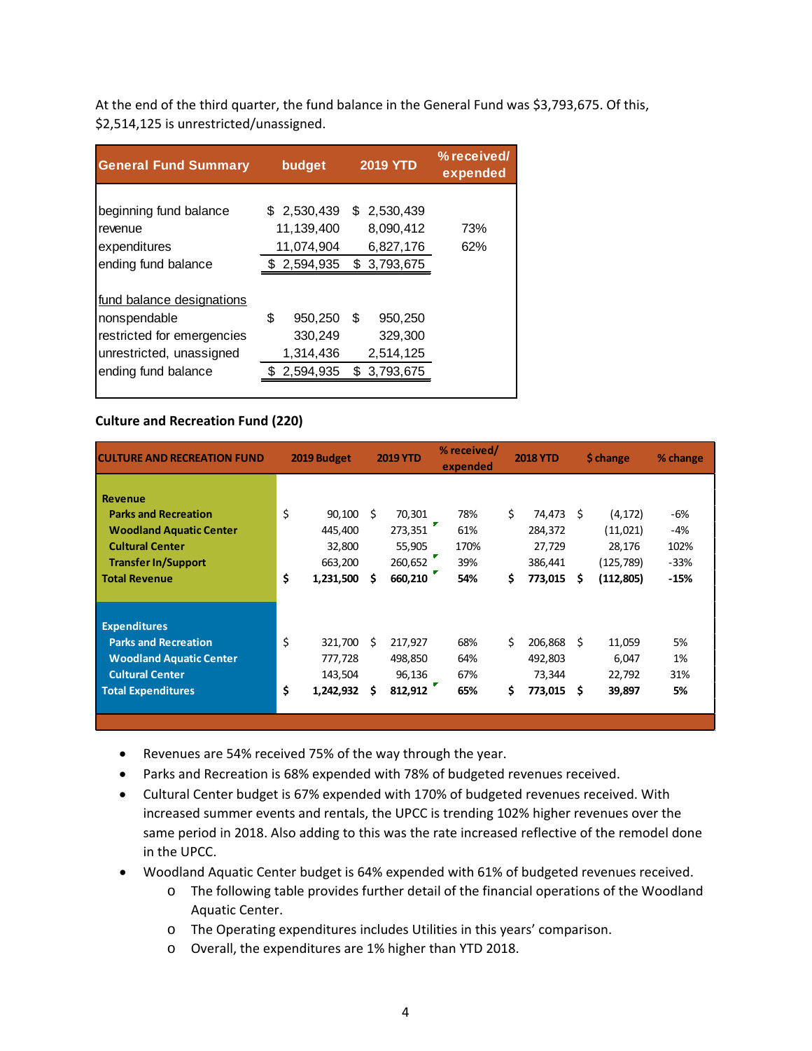At the end of the third quarter, the fund balance in the General Fund was $3,793,675. Of this, $2,514,125 is unrestricted/unassigned.

| General Fund Summary | budget | 2019 YTD | % received/ expended |
|---|---|---|---|
| beginning fund balance | $ 2,530,439 | $ 2,530,439 | |
| revenue | 11,139,400 | 8,090,412 | 73% |
| expenditures | 11,074,904 | 6,827,176 | 62% |
| ending fund balance | $ 2,594,935 | $ 3,793,675 | |
| | | | |
| fund balance designations | | | |
| nonspendable | $ 950,250 | $ 950,250 | |
| restricted for emergencies | 330,249 | 329,300 | |
| unrestricted, unassigned | 1,314,436 | 2,514,125 | |
| ending fund balance | $ 2,594,935 | $ 3,793,675 | |

**Culture and Recreation Fund (220)**

| CULTURE AND RECREATION FUND | 2019 Budget | 2019 YTD | % received/ expended | 2018 YTD | $ change | % change |
|---|---|---|---|---|---|---|
| **Revenue** | | | | | | |
| **Parks and Recreation** | $ 90,100 | $ 70,301 | 78% | $ 74,473 | $ (4,172) | -6% |
| **Woodland Aquatic Center** | 445,400 | 273,351 | 61% | 284,372 | (11,021) | -4% |
| **Cultural Center** | 32,800 | 55,905 | 170% | 27,729 | 28,176 | 102% |
| **Transfer In/Support** | 663,200 | 260,652 | 39% | 386,441 | (125,789) | -33% |
| **Total Revenue** | **$ 1,231,500** | **$ 660,210** | **54%** | **$ 773,015** | **$ (112,805)** | **-15%** |
| | | | | | | |
| **Expenditures** | | | | | | |
| **Parks and Recreation** | $ 321,700 | $ 217,927 | 68% | $ 206,868 | $ 11,059 | 5% |
| **Woodland Aquatic Center** | 777,728 | 498,850 | 64% | 492,803 | 6,047 | 1% |
| **Cultural Center** | 143,504 | 96,136 | 67% | 73,344 | 22,792 | 31% |
| **Total Expenditures** | **$ 1,242,932** | **$ 812,912** | **65%** | **$ 773,015** | **$ 39,897** | **5%** |

- Revenues are 54% received 75% of the way through the year.
- Parks and Recreation is 68% expended with 78% of budgeted revenues received.
- Cultural Center budget is 67% expended with 170% of budgeted revenues received. With increased summer events and rentals, the UPCC is trending 102% higher revenues over the same period in 2018. Also adding to this was the rate increased reflective of the remodel done in the UPCC.
- Woodland Aquatic Center budget is 64% expended with 61% of budgeted revenues received.
  - The following table provides further detail of the financial operations of the Woodland Aquatic Center.
  - The Operating expenditures includes Utilities in this years' comparison.
  - Overall, the expenditures are 1% higher than YTD 2018.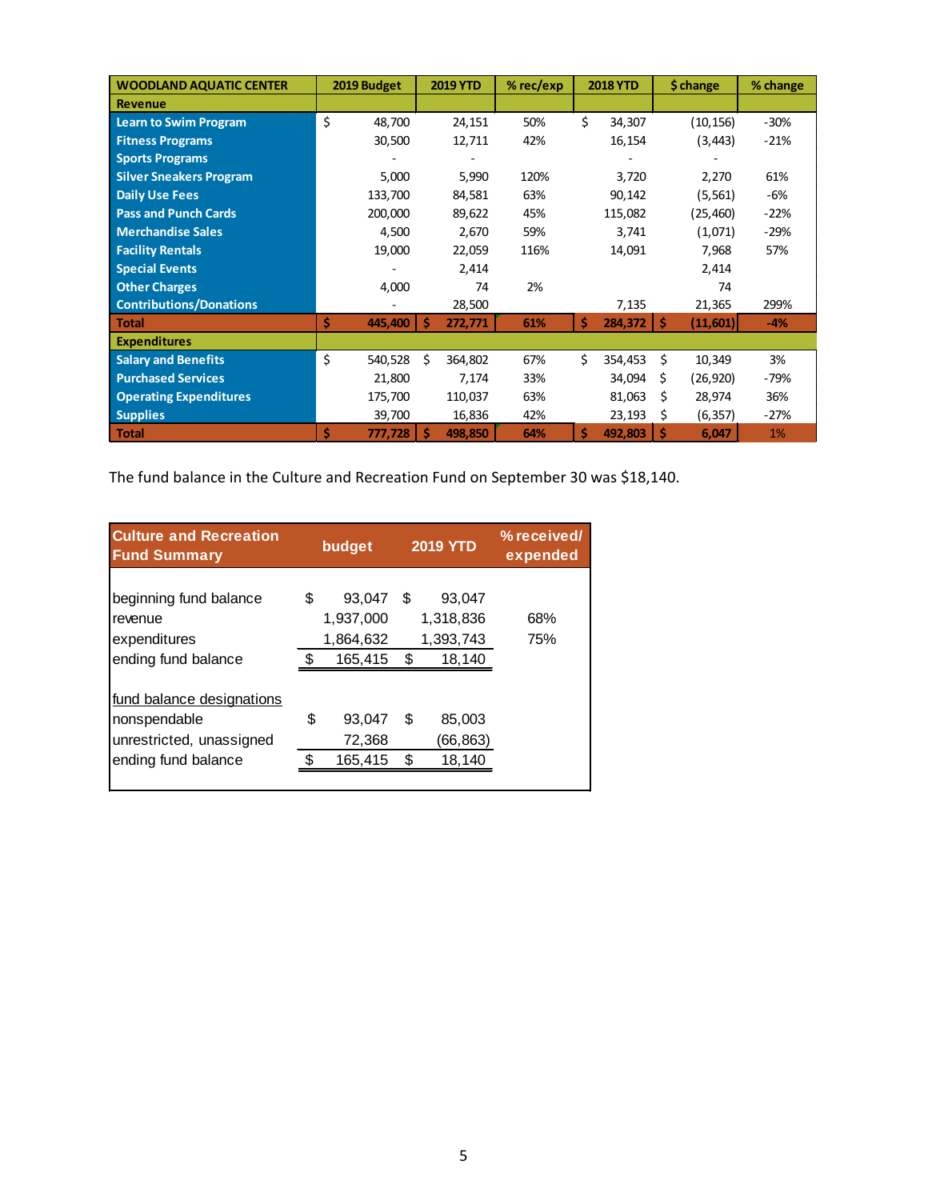| WOODLAND AQUATIC CENTER | 2019 Budget | 2019 YTD | % rec/exp | 2018 YTD | $ change | % change |
|---|---|---|---|---|---|---|
| **Revenue** | | | | | | |
| Learn to Swim Program | $ 48,700 | 24,151 | 50% | $ 34,307 | (10,156) | -30% |
| Fitness Programs | 30,500 | 12,711 | 42% | 16,154 | (3,443) | -21% |
| Sports Programs | - | - | | - | - | |
| Silver Sneakers Program | 5,000 | 5,990 | 120% | 3,720 | 2,270 | 61% |
| Daily Use Fees | 133,700 | 84,581 | 63% | 90,142 | (5,561) | -6% |
| Pass and Punch Cards | 200,000 | 89,622 | 45% | 115,082 | (25,460) | -22% |
| Merchandise Sales | 4,500 | 2,670 | 59% | 3,741 | (1,071) | -29% |
| Facility Rentals | 19,000 | 22,059 | 116% | 14,091 | 7,968 | 57% |
| Special Events | | 2,414 | | | 2,414 | |
| Other Charges | 4,000 | 74 | 2% | | 74 | |
| Contributions/Donations | - | 28,500 | | 7,135 | 21,365 | 299% |
| **Total** | **$ 445,400** | **$ 272,771** | **61%** | **$ 284,372** | **$ (11,601)** | **-4%** |
| **Expenditures** | | | | | | |
| Salary and Benefits | $ 540,528 | $ 364,802 | 67% | $ 354,453 | $ 10,349 | 3% |
| Purchased Services | 21,800 | 7,174 | 33% | 34,094 | $ (26,920) | -79% |
| Operating Expenditures | 175,700 | 110,037 | 63% | 81,063 | $ 28,974 | 36% |
| Supplies | 39,700 | 16,836 | 42% | 23,193 | $ (6,357) | -27% |
| **Total** | **$ 777,728** | **$ 498,850** | **64%** | **$ 492,803** | **$ 6,047** | **1%** |

The fund balance in the Culture and Recreation Fund on September 30 was $18,140.

| Culture and Recreation Fund Summary | budget | 2019 YTD | % received/ expended |
|---|---|---|---|
| beginning fund balance | $ 93,047 | $ 93,047 | |
| revenue | 1,937,000 | 1,318,836 | 68% |
| expenditures | 1,864,632 | 1,393,743 | 75% |
| ending fund balance | $ 165,415 | $ 18,140 | |
| | | | |
| fund balance designations | | | |
| nonspendable | $ 93,047 | $ 85,003 | |
| unrestricted, unassigned | 72,368 | (66,863) | |
| ending fund balance | $ 165,415 | $ 18,140 | |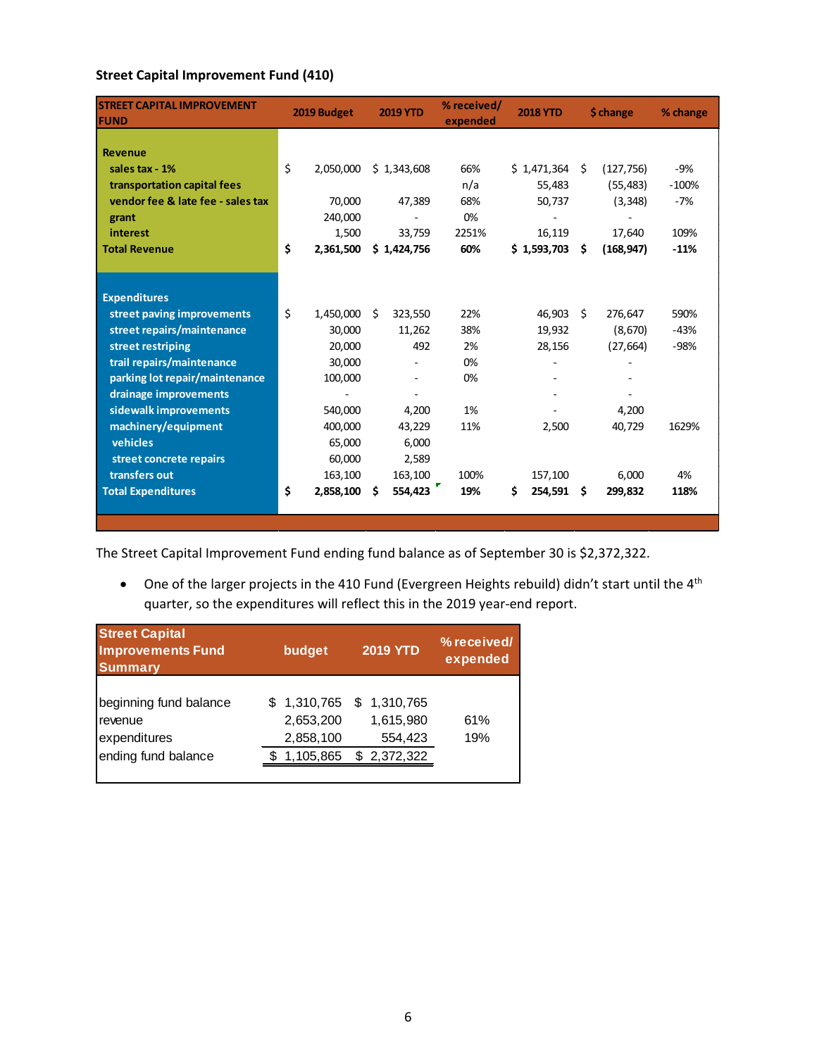**Street Capital Improvement Fund (410)**

| STREET CAPITAL IMPROVEMENT FUND | 2019 Budget | 2019 YTD | % received/ expended | 2018 YTD | $ change | % change |
|---|---|---|---|---|---|---|
| **Revenue** | | | | | | |
| sales tax - 1% | $ 2,050,000 | $ 1,343,608 | 66% | $ 1,471,364 | $ (127,756) | -9% |
| transportation capital fees | | | n/a | 55,483 | (55,483) | -100% |
| vendor fee & late fee - sales tax | 70,000 | 47,389 | 68% | 50,737 | (3,348) | -7% |
| grant | 240,000 | - | 0% | - | - | |
| interest | 1,500 | 33,759 | 2251% | 16,119 | 17,640 | 109% |
| **Total Revenue** | **$ 2,361,500** | **$ 1,424,756** | **60%** | **$ 1,593,703** | **$ (168,947)** | **-11%** |
| **Expenditures** | | | | | | |
| street paving improvements | $ 1,450,000 | $ 323,550 | 22% | 46,903 | $ 276,647 | 590% |
| street repairs/maintenance | 30,000 | 11,262 | 38% | 19,932 | (8,670) | -43% |
| street restriping | 20,000 | 492 | 2% | 28,156 | (27,664) | -98% |
| trail repairs/maintenance | 30,000 | - | 0% | - | - | |
| parking lot repair/maintenance | 100,000 | - | 0% | - | - | |
| drainage improvements | - | - | | - | - | |
| sidewalk improvements | 540,000 | 4,200 | 1% | - | 4,200 | |
| machinery/equipment | 400,000 | 43,229 | 11% | 2,500 | 40,729 | 1629% |
| vehicles | 65,000 | 6,000 | | | | |
| street concrete repairs | 60,000 | 2,589 | | | | |
| transfers out | 163,100 | 163,100 | 100% | 157,100 | 6,000 | 4% |
| **Total Expenditures** | **$ 2,858,100** | **$ 554,423** | **19%** | **$ 254,591** | **$ 299,832** | **118%** |

The Street Capital Improvement Fund ending fund balance as of September 30 is $2,372,322.

- One of the larger projects in the 410 Fund (Evergreen Heights rebuild) didn't start until the 4th quarter, so the expenditures will reflect this in the 2019 year-end report.

| Street Capital Improvements Fund Summary | budget | 2019 YTD | % received/ expended |
|---|---|---|---|
| beginning fund balance | $ 1,310,765 | $ 1,310,765 | |
| revenue | 2,653,200 | 1,615,980 | 61% |
| expenditures | 2,858,100 | 554,423 | 19% |
| ending fund balance | $ 1,105,865 | $ 2,372,322 | |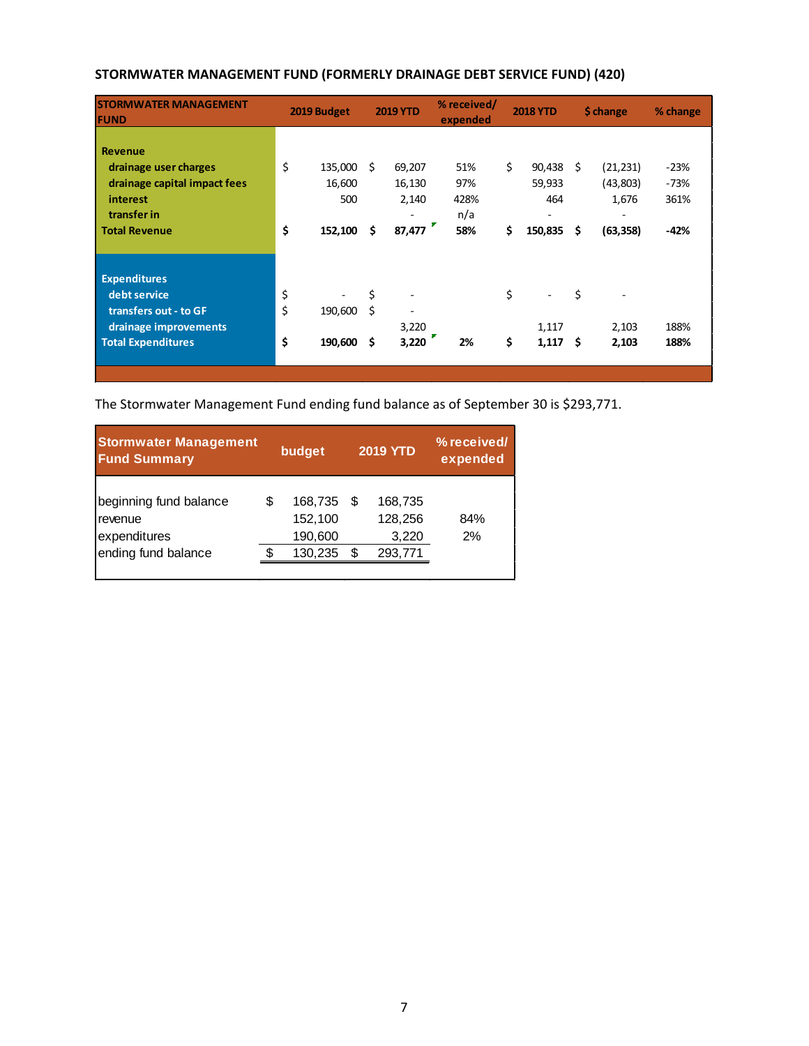**STORMWATER MANAGEMENT FUND (FORMERLY DRAINAGE DEBT SERVICE FUND) (420)**

| STORMWATER MANAGEMENT FUND | 2019 Budget | 2019 YTD | % received/ expended | 2018 YTD | $ change | % change |
|---|---|---|---|---|---|---|
| **Revenue** | | | | | | |
| drainage user charges | $ 135,000 | $ 69,207 | 51% | $ 90,438 | $ (21,231) | -23% |
| drainage capital impact fees | 16,600 | 16,130 | 97% | 59,933 | (43,803) | -73% |
| interest | 500 | 2,140 | 428% | 464 | 1,676 | 361% |
| transfer in | | - | n/a | - | - | |
| **Total Revenue** | **$ 152,100** | **$ 87,477** | **58%** | **$ 150,835** | **$ (63,358)** | **-42%** |
| **Expenditures** | | | | | | |
| debt service | $ - | $ - | | $ - | $ - | |
| transfers out - to GF | $ 190,600 | $ - | | | | |
| drainage improvements | | 3,220 | | 1,117 | 2,103 | 188% |
| **Total Expenditures** | **$ 190,600** | **$ 3,220** | **2%** | **$ 1,117** | **$ 2,103** | **188%** |

The Stormwater Management Fund ending fund balance as of September 30 is $293,771.

| Stormwater Management Fund Summary | budget | 2019 YTD | % received/ expended |
|---|---|---|---|
| beginning fund balance | $ 168,735 | $ 168,735 | |
| revenue | 152,100 | 128,256 | 84% |
| expenditures | 190,600 | 3,220 | 2% |
| ending fund balance | $ 130,235 | $ 293,771 | |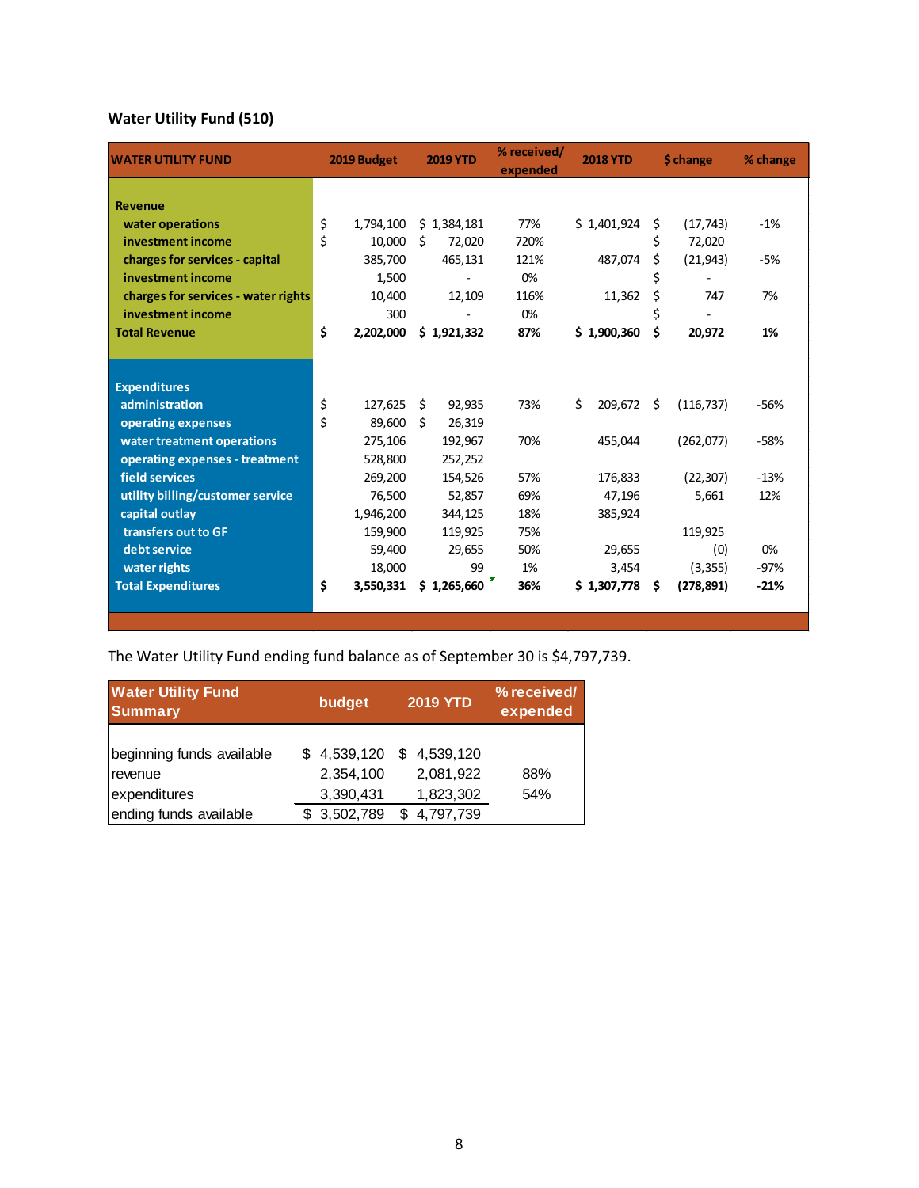**Water Utility Fund (510)**

| WATER UTILITY FUND | 2019 Budget | 2019 YTD | % received/ expended | 2018 YTD | $ change | % change |
|---|---|---|---|---|---|---|
| **Revenue** | | | | | | |
| water operations | $ 1,794,100 | $ 1,384,181 | 77% | $ 1,401,924 | $ (17,743) | -1% |
| investment income | $ 10,000 | $ 72,020 | 720% | | $ 72,020 | |
| charges for services - capital | 385,700 | 465,131 | 121% | 487,074 | $ (21,943) | -5% |
| investment income | 1,500 | - | 0% | | $ - | |
| charges for services - water rights | 10,400 | 12,109 | 116% | 11,362 | $ 747 | 7% |
| investment income | 300 | - | 0% | | $ - | |
| **Total Revenue** | **$ 2,202,000** | **$ 1,921,332** | **87%** | **$ 1,900,360** | **$ 20,972** | **1%** |
| **Expenditures** | | | | | | |
| administration | $ 127,625 | $ 92,935 | 73% | $ 209,672 | $ (116,737) | -56% |
| operating expenses | $ 89,600 | $ 26,319 | | | | |
| water treatment operations | 275,106 | 192,967 | 70% | 455,044 | (262,077) | -58% |
| operating expenses - treatment | 528,800 | 252,252 | | | | |
| field services | 269,200 | 154,526 | 57% | 176,833 | (22,307) | -13% |
| utility billing/customer service | 76,500 | 52,857 | 69% | 47,196 | 5,661 | 12% |
| capital outlay | 1,946,200 | 344,125 | 18% | 385,924 | | |
| transfers out to GF | 159,900 | 119,925 | 75% | | 119,925 | |
| debt service | 59,400 | 29,655 | 50% | 29,655 | (0) | 0% |
| water rights | 18,000 | 99 | 1% | 3,454 | (3,355) | -97% |
| **Total Expenditures** | **$ 3,550,331** | **$ 1,265,660** | **36%** | **$ 1,307,778** | **$ (278,891)** | **-21%** |

The Water Utility Fund ending fund balance as of September 30 is $4,797,739.

| Water Utility Fund Summary | budget | 2019 YTD | % received/ expended |
|---|---|---|---|
| beginning funds available | $ 4,539,120 | $ 4,539,120 | |
| revenue | 2,354,100 | 2,081,922 | 88% |
| expenditures | 3,390,431 | 1,823,302 | 54% |
| ending funds available | $ 3,502,789 | $ 4,797,739 | |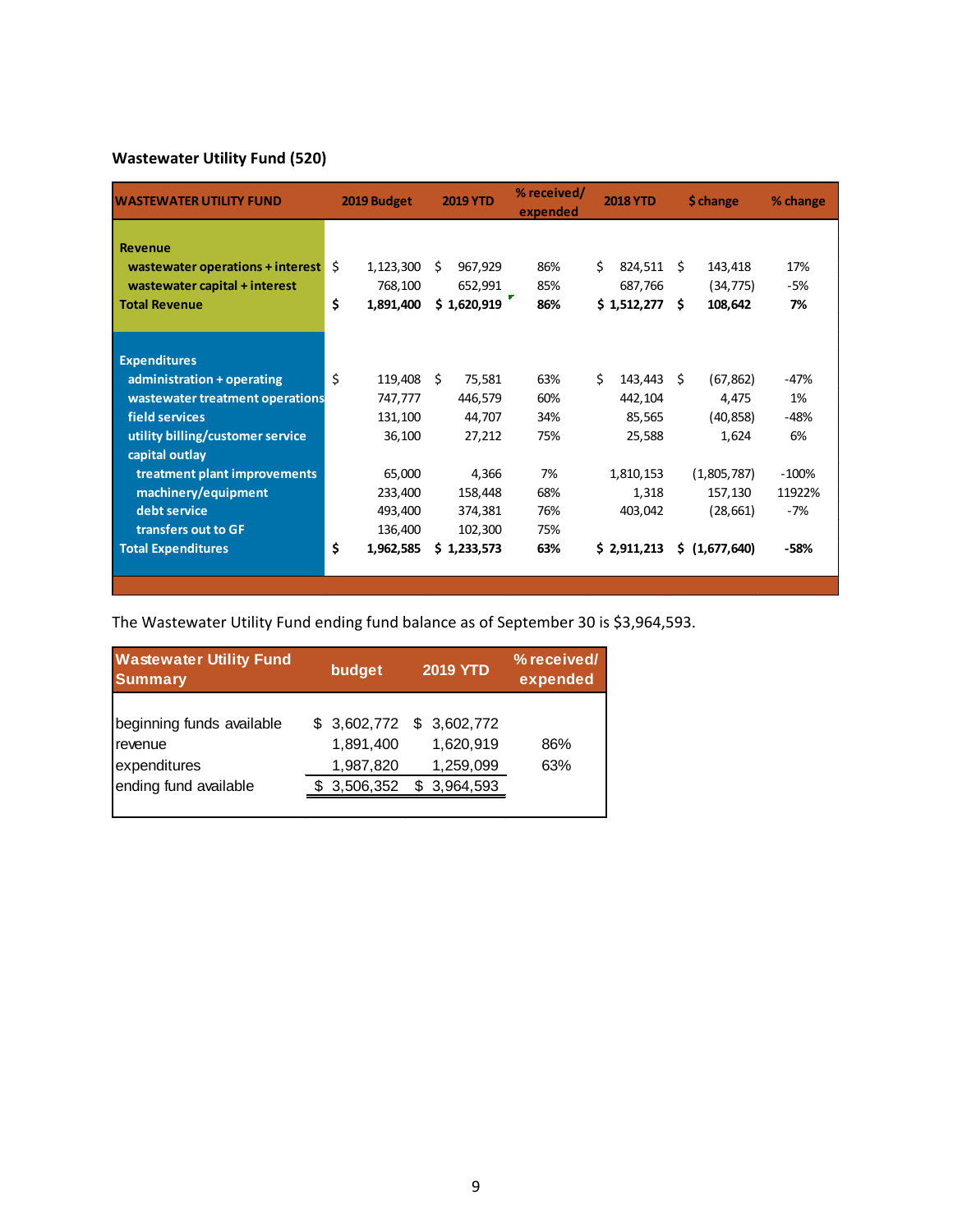**Wastewater Utility Fund (520)**

| WASTEWATER UTILITY FUND | 2019 Budget | 2019 YTD | % received/ expended | 2018 YTD | $ change | % change |
|---|---|---|---|---|---|---|
| **Revenue** | | | | | | |
| wastewater operations + interest | $ 1,123,300 | $ 967,929 | 86% | $ 824,511 | $ 143,418 | 17% |
| wastewater capital + interest | 768,100 | 652,991 | 85% | 687,766 | (34,775) | -5% |
| **Total Revenue** | **$ 1,891,400** | **$ 1,620,919** | **86%** | **$ 1,512,277** | **$ 108,642** | **7%** |
| **Expenditures** | | | | | | |
| administration + operating | $ 119,408 | $ 75,581 | 63% | $ 143,443 | $ (67,862) | -47% |
| wastewater treatment operations | 747,777 | 446,579 | 60% | 442,104 | 4,475 | 1% |
| field services | 131,100 | 44,707 | 34% | 85,565 | (40,858) | -48% |
| utility billing/customer service | 36,100 | 27,212 | 75% | 25,588 | 1,624 | 6% |
| capital outlay | | | | | | |
| treatment plant improvements | 65,000 | 4,366 | 7% | 1,810,153 | (1,805,787) | -100% |
| machinery/equipment | 233,400 | 158,448 | 68% | 1,318 | 157,130 | 11922% |
| debt service | 493,400 | 374,381 | 76% | 403,042 | (28,661) | -7% |
| transfers out to GF | 136,400 | 102,300 | 75% | | | |
| **Total Expenditures** | **$ 1,962,585** | **$ 1,233,573** | **63%** | **$ 2,911,213** | **$ (1,677,640)** | **-58%** |

The Wastewater Utility Fund ending fund balance as of September 30 is $3,964,593.

| Wastewater Utility Fund Summary | budget | 2019 YTD | % received/ expended |
|---|---|---|---|
| beginning funds available | $ 3,602,772 | $ 3,602,772 | |
| revenue | 1,891,400 | 1,620,919 | 86% |
| expenditures | 1,987,820 | 1,259,099 | 63% |
| ending fund available | $ 3,506,352 | $ 3,964,593 | |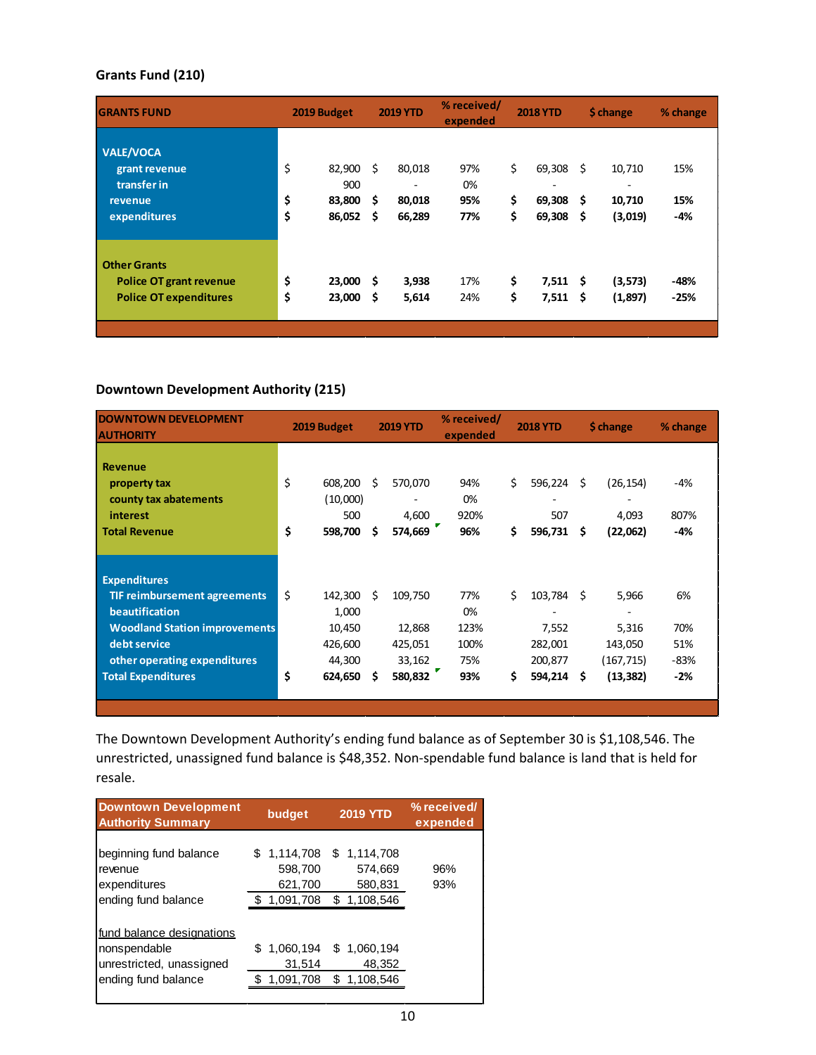### Grants Fund (210)

| GRANTS FUND | 2019 Budget | 2019 YTD | % received/ expended | 2018 YTD | $ change | % change |
|---|---|---|---|---|---|---|
| **VALE/VOCA** | | | | | | |
| grant revenue | $ 82,900 | $ 80,018 | 97% | $ 69,308 | $ 10,710 | 15% |
| transfer in | 900 | - | 0% | - | - | |
| revenue | **$ 83,800** | **$ 80,018** | **95%** | **$ 69,308** | **$ 10,710** | **15%** |
| expenditures | **$ 86,052** | **$ 66,289** | **77%** | **$ 69,308** | **$ (3,019)** | **-4%** |
| **Other Grants** | | | | | | |
| Police OT grant revenue | **$ 23,000** | **$ 3,938** | 17% | **$ 7,511** | **$ (3,573)** | **-48%** |
| Police OT expenditures | **$ 23,000** | **$ 5,614** | 24% | **$ 7,511** | **$ (1,897)** | **-25%** |

### Downtown Development Authority (215)

| DOWNTOWN DEVELOPMENT AUTHORITY | 2019 Budget | 2019 YTD | % received/ expended | 2018 YTD | $ change | % change |
|---|---|---|---|---|---|---|
| **Revenue** | | | | | | |
| property tax | $ 608,200 | $ 570,070 | 94% | $ 596,224 | $ (26,154) | -4% |
| county tax abatements | (10,000) | - | 0% | - | - | |
| interest | 500 | 4,600 | 920% | 507 | 4,093 | 807% |
| **Total Revenue** | **$ 598,700** | **$ 574,669** | **96%** | **$ 596,731** | **$ (22,062)** | **-4%** |
| **Expenditures** | | | | | | |
| TIF reimbursement agreements | $ 142,300 | $ 109,750 | 77% | $ 103,784 | $ 5,966 | 6% |
| beautification | 1,000 | | 0% | - | - | |
| Woodland Station improvements | 10,450 | 12,868 | 123% | 7,552 | 5,316 | 70% |
| debt service | 426,600 | 425,051 | 100% | 282,001 | 143,050 | 51% |
| other operating expenditures | 44,300 | 33,162 | 75% | 200,877 | (167,715) | -83% |
| **Total Expenditures** | **$ 624,650** | **$ 580,832** | **93%** | **$ 594,214** | **$ (13,382)** | **-2%** |

The Downtown Development Authority's ending fund balance as of September 30 is $1,108,546. The unrestricted, unassigned fund balance is $48,352. Non-spendable fund balance is land that is held for resale.

| Downtown Development Authority Summary | budget | 2019 YTD | % received/ expended |
|---|---|---|---|
| beginning fund balance | $ 1,114,708 | $ 1,114,708 | |
| revenue | 598,700 | 574,669 | 96% |
| expenditures | 621,700 | 580,831 | 93% |
| ending fund balance | $ 1,091,708 | $ 1,108,546 | |
| fund balance designations | | | |
| nonspendable | $ 1,060,194 | $ 1,060,194 | |
| unrestricted, unassigned | 31,514 | 48,352 | |
| ending fund balance | $ 1,091,708 | $ 1,108,546 | |